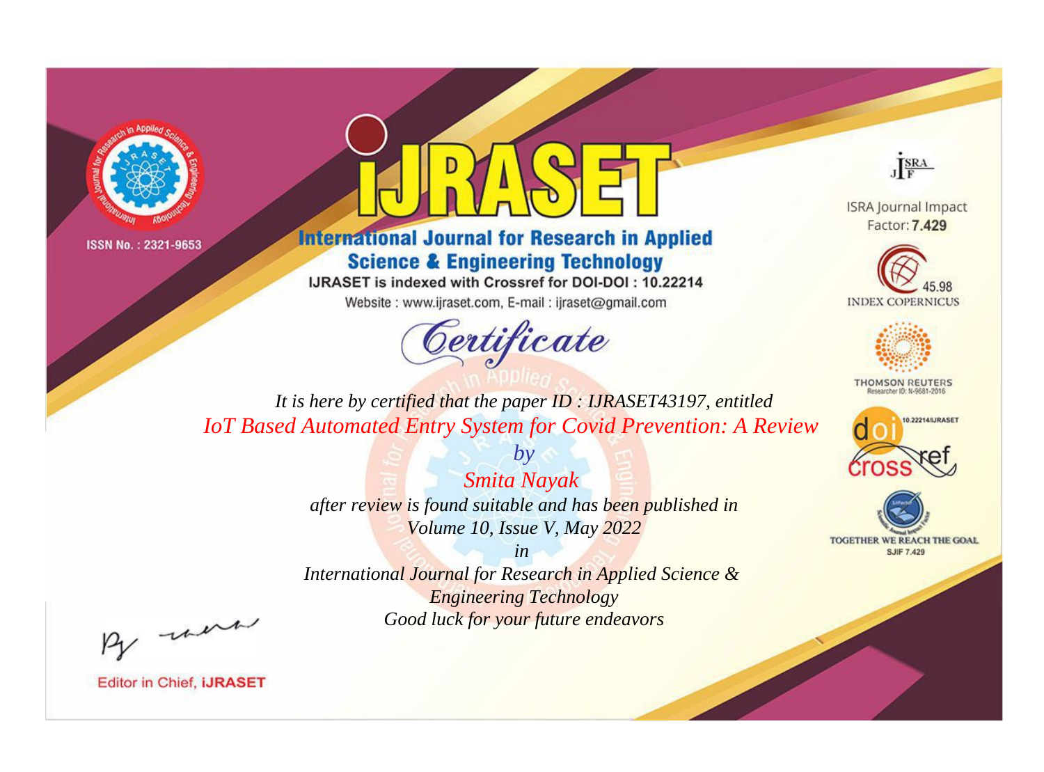ISSN No. : 2321-9653

# IJRASET

## International Journal for Research in Applied Science & Engineering Technology

IJRASET is indexed with Crossref for DOI-DOI : 10.22214

Website : www.ijraset.com, E-mail : ijraset@gmail.com

ISRA Journal Impact Factor: **7.429**

45.98 INDEX COPERNICUS

THOMSON REUTERS Researcher ID: N-9681-2016

10.22214/IJRASET

TOGETHER WE REACH THE GOAL SJIF 7.429

## *Certificate*

*It is here by certified that the paper ID : IJRASET43197, entitled*

*IoT Based Automated Entry System for Covid Prevention: A Review*

*by*

*Smita Nayak*

*after review is found suitable and has been published in*

*Volume 10, Issue V, May 2022*

*in*

*International Journal for Research in Applied Science & Engineering Technology*

*Good luck for your future endeavors*

Editor in Chief, **iJRASET**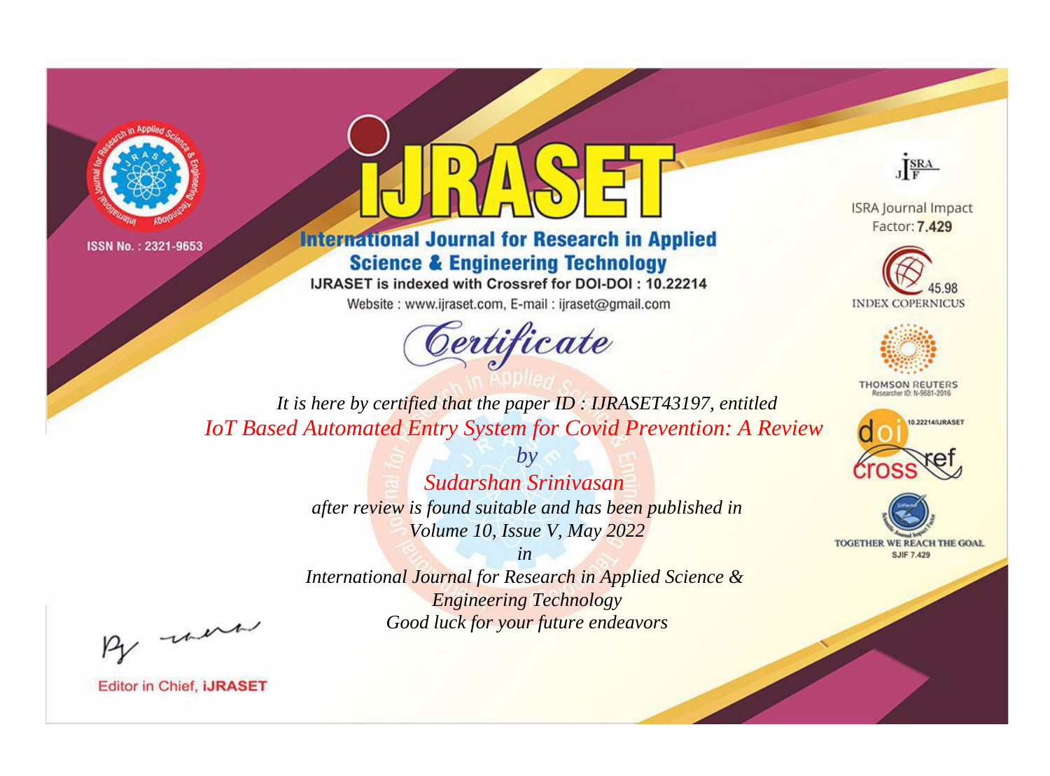ISSN No. : 2321-9653

# iJRASET

## International Journal for Research in Applied Science & Engineering Technology

IJRASET is indexed with Crossref for DOI-DOI : 10.22214

Website : www.ijraset.com, E-mail : ijraset@gmail.com

ISRA Journal Impact Factor: **7.429**

45.98 INDEX COPERNICUS

THOMSON REUTERS Researcher ID: N-9681-2016

10.22214/IJRASET

TOGETHER WE REACH THE GOAL SJIF 7.429

# *Certificate*

*It is here by certified that the paper ID : IJRASET43197, entitled*

*IoT Based Automated Entry System for Covid Prevention: A Review*

*by*

*Sudarshan Srinivasan*

*after review is found suitable and has been published in*

*Volume 10, Issue V, May 2022*

*in*

*International Journal for Research in Applied Science & Engineering Technology*

*Good luck for your future endeavors*

Editor in Chief, **iJRASET**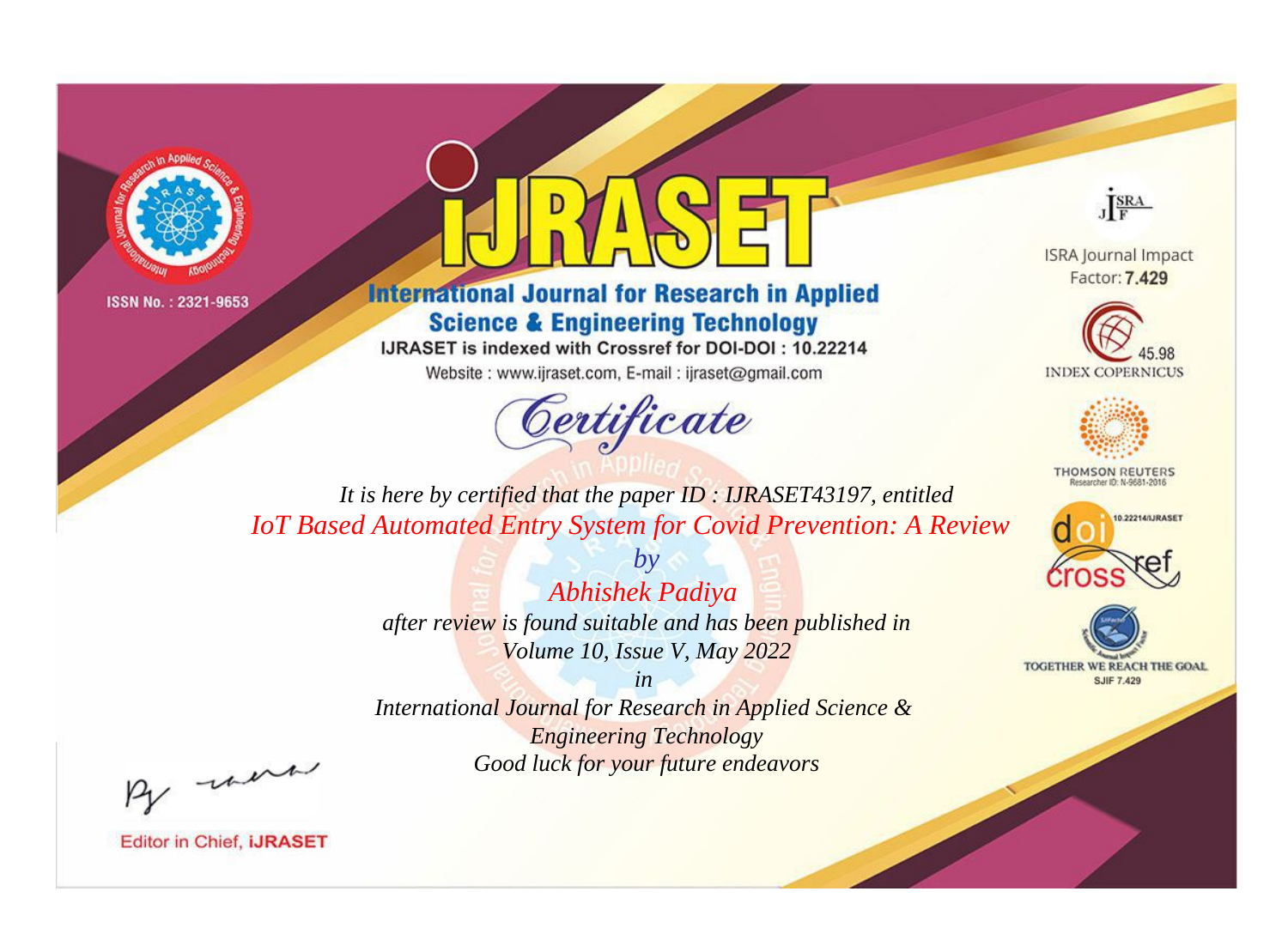ISSN No. : 2321-9653

# iJRASET

## International Journal for Research in Applied Science & Engineering Technology

IJRASET is indexed with Crossref for DOI-DOI : 10.22214

Website : www.ijraset.com, E-mail : ijraset@gmail.com

ISRA Journal Impact Factor: **7.429**

45.98 INDEX COPERNICUS

THOMSON REUTERS Researcher ID: N-9681-2016

10.22214/IJRASET

TOGETHER WE REACH THE GOAL SJIF 7.429

# *Certificate*

*It is here by certified that the paper ID : IJRASET43197, entitled*

*IoT Based Automated Entry System for Covid Prevention: A Review*

*by*

*Abhishek Padiya*

*after review is found suitable and has been published in*

*Volume 10, Issue V, May 2022*

*in*

*International Journal for Research in Applied Science & Engineering Technology*

*Good luck for your future endeavors*

Editor in Chief, **iJRASET**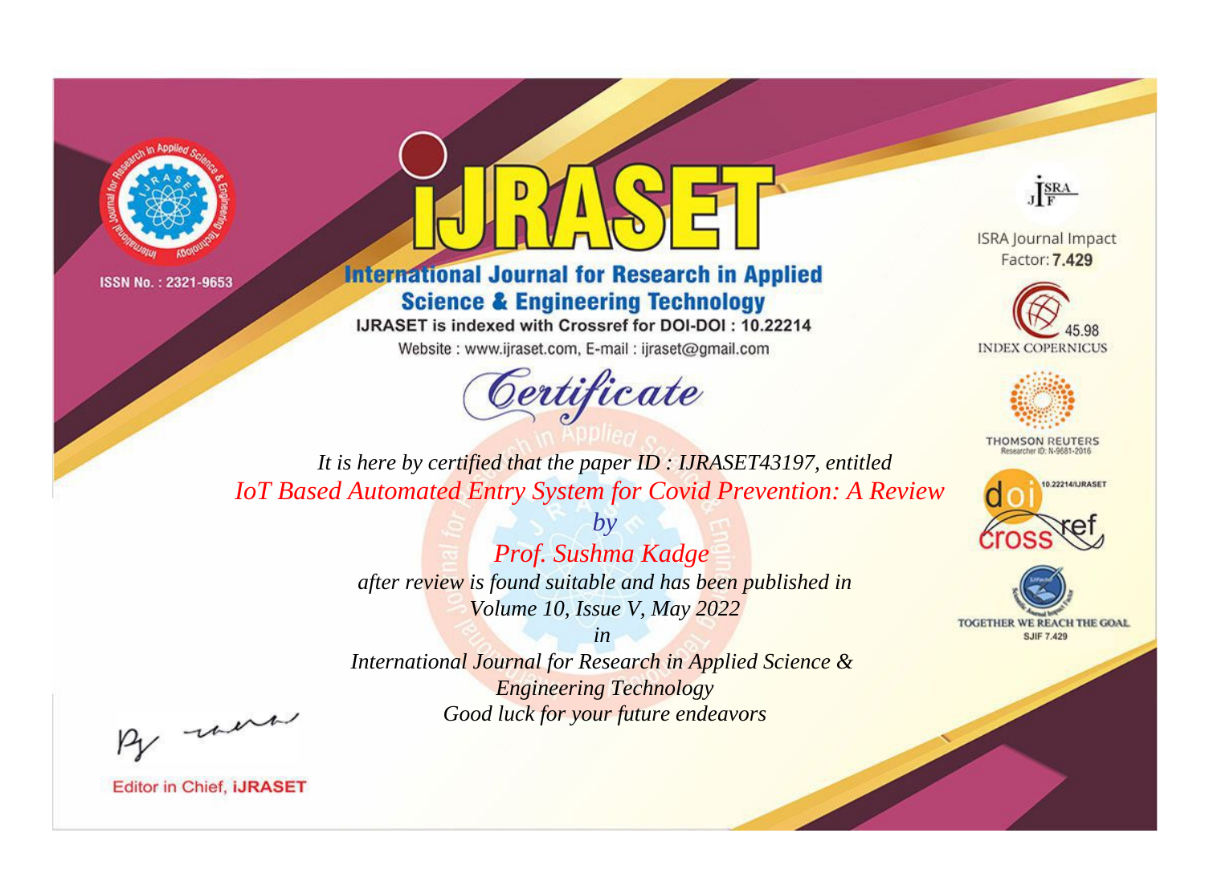ISSN No. : 2321-9653

# iJRASET

## International Journal for Research in Applied Science & Engineering Technology

IJRASET is indexed with Crossref for DOI-DOI : 10.22214

Website : www.ijraset.com, E-mail : ijraset@gmail.com

ISRA Journal Impact Factor: **7.429**

45.98 INDEX COPERNICUS

THOMSON REUTERS Researcher ID: N-9681-2016

10.22214/IJRASET

TOGETHER WE REACH THE GOAL SJIF 7.429

*Certificate*

*It is here by certified that the paper ID : IJRASET43197, entitled*

*IoT Based Automated Entry System for Covid Prevention: A Review*

*by*

*Prof. Sushma Kadge*

*after review is found suitable and has been published in*

*Volume 10, Issue V, May 2022*

*in*

*International Journal for Research in Applied Science & Engineering Technology*

*Good luck for your future endeavors*

Editor in Chief, **iJRASET**